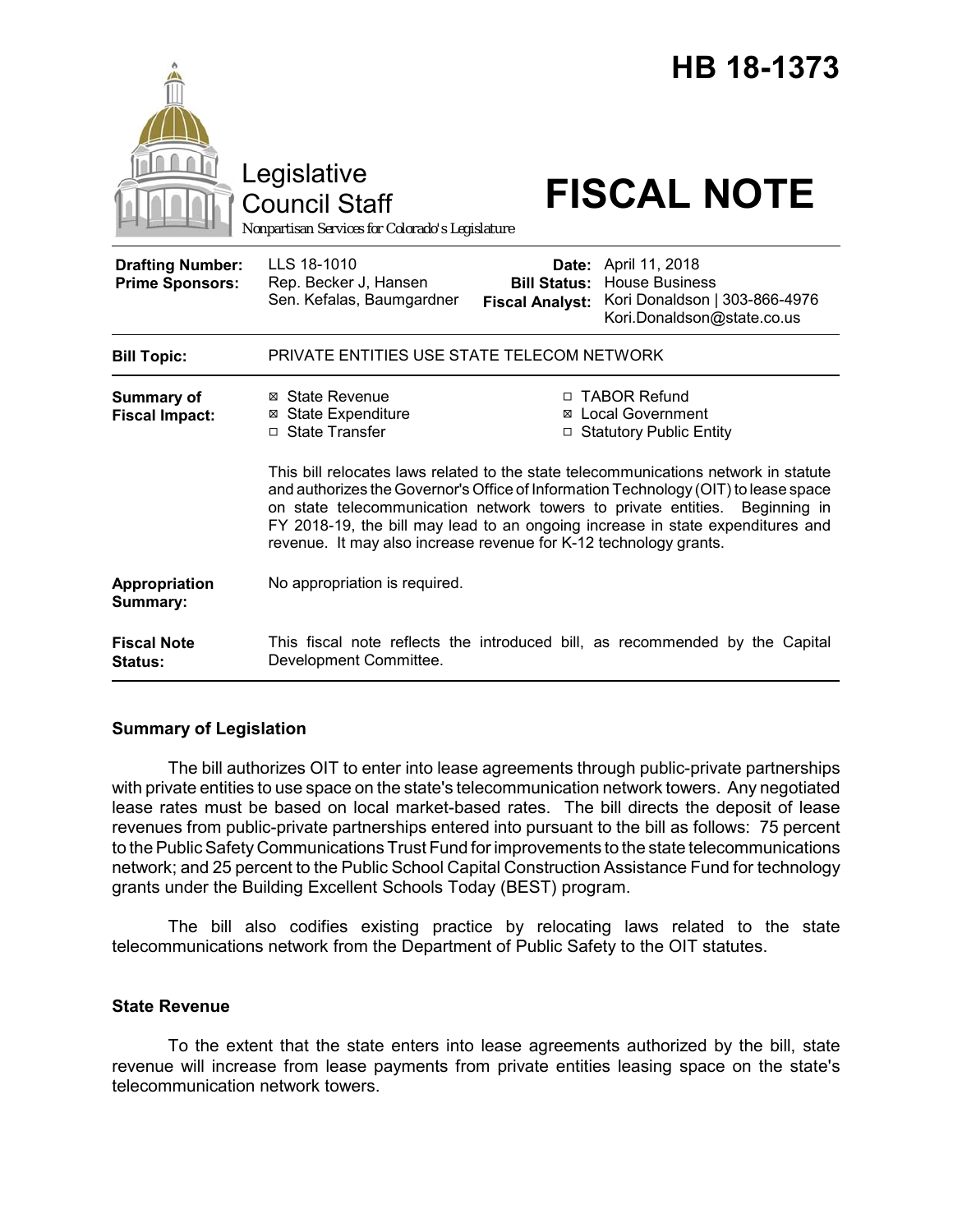# HB 18-1373

Legislative Council Staff

Nonpartisan Services for Colorado's Legislature

# FISCAL NOTE

| | | | |
|---|---|---|---|
| **Drafting Number:** | LLS 18-1010 | **Date:** | April 11, 2018 |
| **Prime Sponsors:** | Rep. Becker J, Hansen<br>Sen. Kefalas, Baumgardner | **Bill Status:** | House Business |
| | | **Fiscal Analyst:** | Kori Donaldson \| 303-866-4976<br>Kori.Donaldson@state.co.us |

| | |
|---|---|
| **Bill Topic:** | PRIVATE ENTITIES USE STATE TELECOM NETWORK |
| **Summary of Fiscal Impact:** | ☒ State Revenue<br>☒ State Expenditure<br>☐ State Transfer<br>☐ TABOR Refund<br>☒ Local Government<br>☐ Statutory Public Entity<br><br>This bill relocates laws related to the state telecommunications network in statute and authorizes the Governor's Office of Information Technology (OIT) to lease space on state telecommunication network towers to private entities. Beginning in FY 2018-19, the bill may lead to an ongoing increase in state expenditures and revenue. It may also increase revenue for K-12 technology grants. |
| **Appropriation Summary:** | No appropriation is required. |
| **Fiscal Note Status:** | This fiscal note reflects the introduced bill, as recommended by the Capital Development Committee. |

## Summary of Legislation

The bill authorizes OIT to enter into lease agreements through public-private partnerships with private entities to use space on the state's telecommunication network towers. Any negotiated lease rates must be based on local market-based rates. The bill directs the deposit of lease revenues from public-private partnerships entered into pursuant to the bill as follows: 75 percent to the Public Safety Communications Trust Fund for improvements to the state telecommunications network; and 25 percent to the Public School Capital Construction Assistance Fund for technology grants under the Building Excellent Schools Today (BEST) program.

The bill also codifies existing practice by relocating laws related to the state telecommunications network from the Department of Public Safety to the OIT statutes.

## State Revenue

To the extent that the state enters into lease agreements authorized by the bill, state revenue will increase from lease payments from private entities leasing space on the state's telecommunication network towers.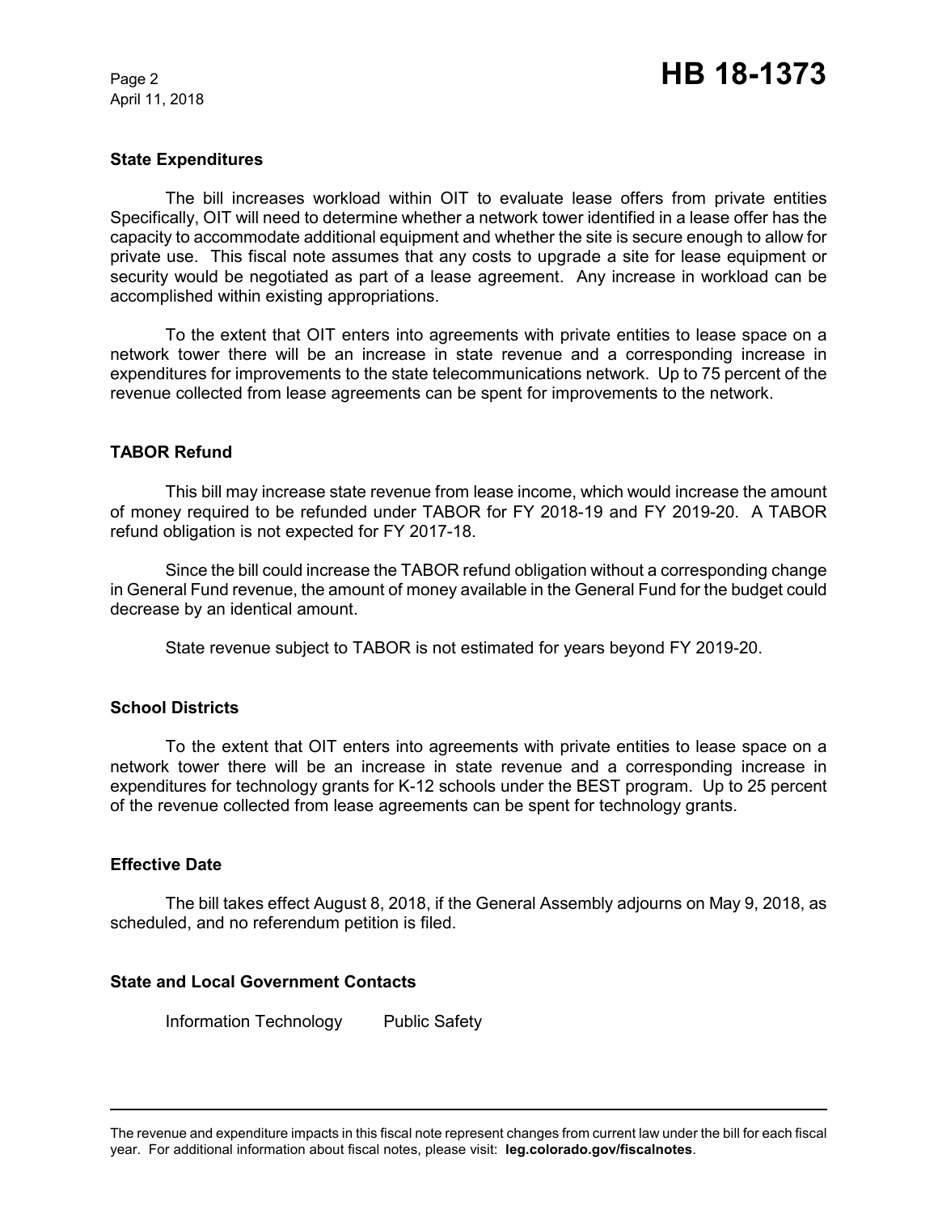### State Expenditures

The bill increases workload within OIT to evaluate lease offers from private entities Specifically, OIT will need to determine whether a network tower identified in a lease offer has the capacity to accommodate additional equipment and whether the site is secure enough to allow for private use. This fiscal note assumes that any costs to upgrade a site for lease equipment or security would be negotiated as part of a lease agreement. Any increase in workload can be accomplished within existing appropriations.

To the extent that OIT enters into agreements with private entities to lease space on a network tower there will be an increase in state revenue and a corresponding increase in expenditures for improvements to the state telecommunications network. Up to 75 percent of the revenue collected from lease agreements can be spent for improvements to the network.

### TABOR Refund

This bill may increase state revenue from lease income, which would increase the amount of money required to be refunded under TABOR for FY 2018-19 and FY 2019-20. A TABOR refund obligation is not expected for FY 2017-18.

Since the bill could increase the TABOR refund obligation without a corresponding change in General Fund revenue, the amount of money available in the General Fund for the budget could decrease by an identical amount.

State revenue subject to TABOR is not estimated for years beyond FY 2019-20.

### School Districts

To the extent that OIT enters into agreements with private entities to lease space on a network tower there will be an increase in state revenue and a corresponding increase in expenditures for technology grants for K-12 schools under the BEST program. Up to 25 percent of the revenue collected from lease agreements can be spent for technology grants.

### Effective Date

The bill takes effect August 8, 2018, if the General Assembly adjourns on May 9, 2018, as scheduled, and no referendum petition is filed.

### State and Local Government Contacts

Information Technology     Public Safety

The revenue and expenditure impacts in this fiscal note represent changes from current law under the bill for each fiscal year. For additional information about fiscal notes, please visit: **leg.colorado.gov/fiscalnotes**.